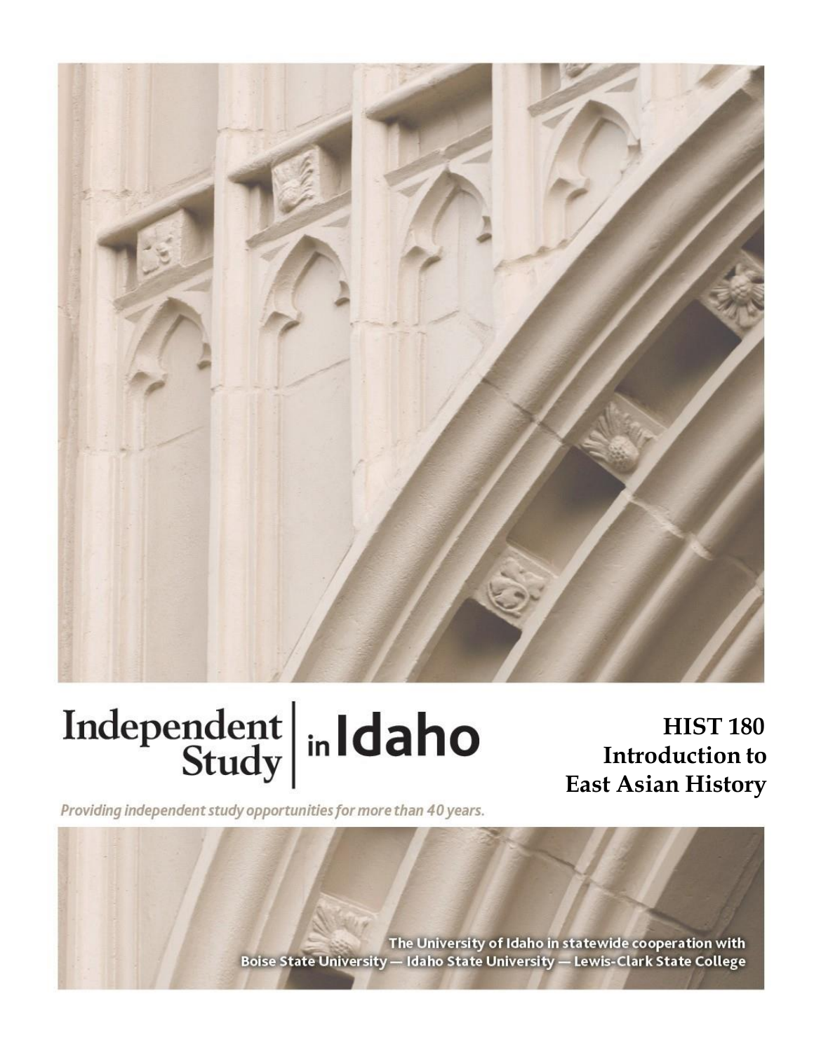Independent Study in Idaho

*Providing independent study opportunities for more than 40 years.*

# HIST 180 Introduction to East Asian History

The University of Idaho in statewide cooperation with
Boise State University — Idaho State University — Lewis-Clark State College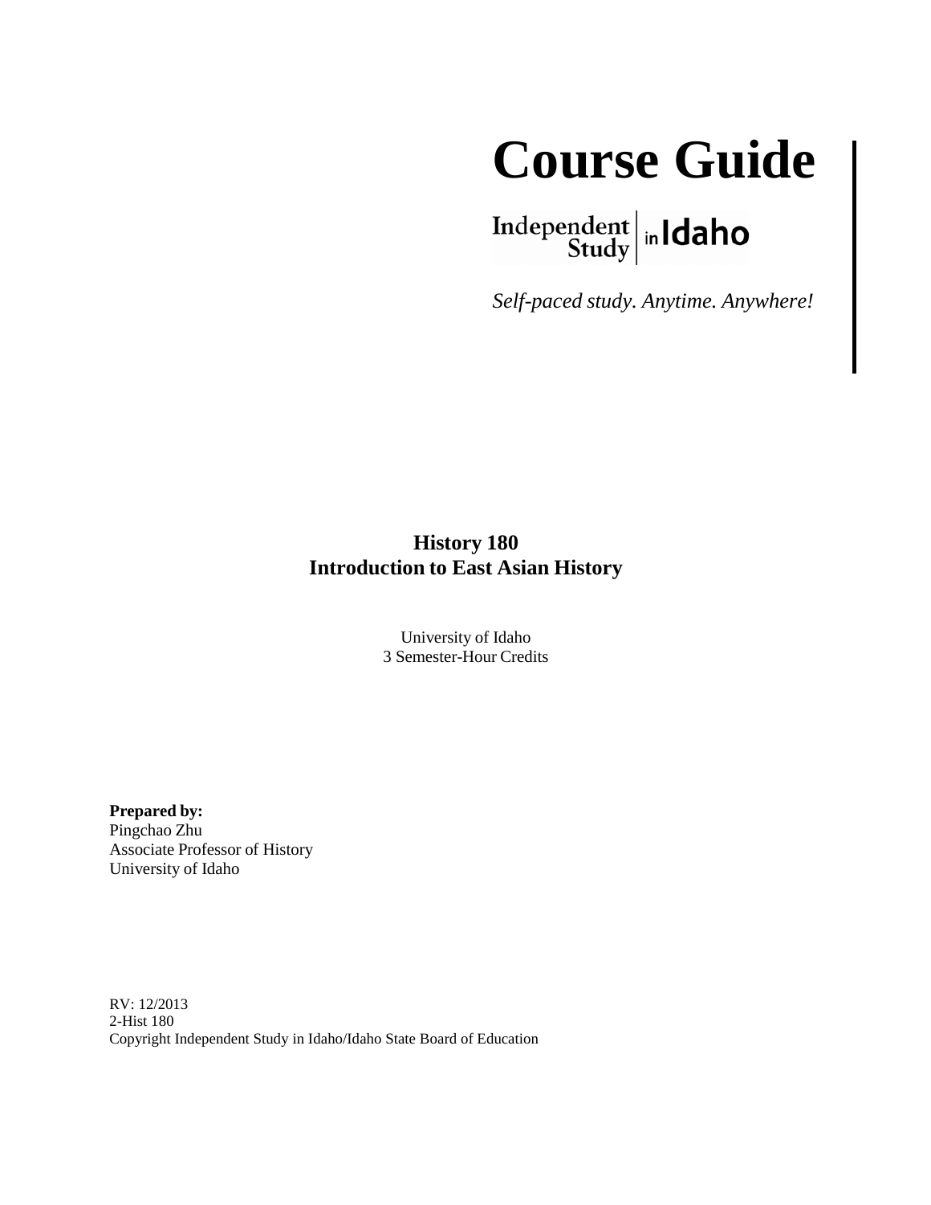# Course Guide

Independent Study in Idaho

*Self-paced study. Anytime. Anywhere!*

**History 180**
**Introduction to East Asian History**

University of Idaho
3 Semester-Hour Credits

**Prepared by:**
Pingchao Zhu
Associate Professor of History
University of Idaho

RV: 12/2013
2-Hist 180
Copyright Independent Study in Idaho/Idaho State Board of Education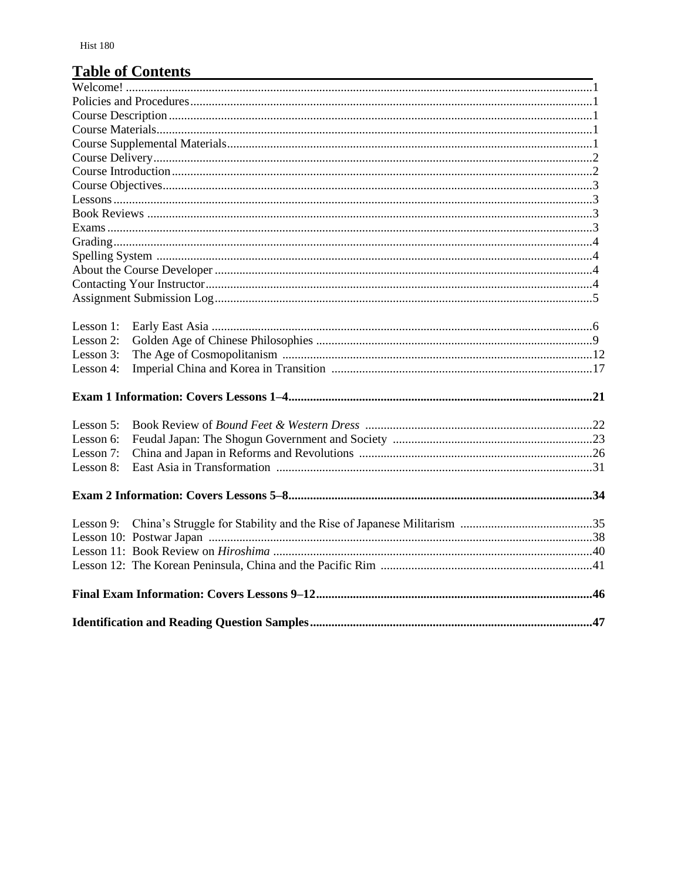## Table of Contents

Welcome! ........................................................................................................................................1
Policies and Procedures..................................................................................................................1
Course Description.........................................................................................................................1
Course Materials.............................................................................................................................1
Course Supplemental Materials......................................................................................................1
Course Delivery..............................................................................................................................2
Course Introduction........................................................................................................................2
Course Objectives...........................................................................................................................3
Lessons...........................................................................................................................................3
Book Reviews ................................................................................................................................3
Exams.............................................................................................................................................3
Grading...........................................................................................................................................4
Spelling System .............................................................................................................................4
About the Course Developer ..........................................................................................................4
Contacting Your Instructor.............................................................................................................4
Assignment Submission Log..........................................................................................................5

Lesson 1: Early East Asia ...........................................................................................................6
Lesson 2: Golden Age of Chinese Philosophies .........................................................................9
Lesson 3: The Age of Cosmopolitanism ....................................................................................12
Lesson 4: Imperial China and Korea in Transition ....................................................................17

**Exam 1 Information: Covers Lessons 1–4..................................................................................21**

Lesson 5: Book Review of *Bound Feet & Western Dress* ..........................................................22
Lesson 6: Feudal Japan: The Shogun Government and Society .................................................23
Lesson 7: China and Japan in Reforms and Revolutions ...........................................................26
Lesson 8: East Asia in Transformation ......................................................................................31

**Exam 2 Information: Covers Lessons 5–8..................................................................................34**

Lesson 9: China's Struggle for Stability and the Rise of Japanese Militarism ...........................35
Lesson 10: Postwar Japan ............................................................................................................38
Lesson 11: Book Review on *Hiroshima* .......................................................................................40
Lesson 12: The Korean Peninsula, China and the Pacific Rim ....................................................41

**Final Exam Information: Covers Lessons 9–12.........................................................................46**

**Identification and Reading Question Samples...........................................................................47**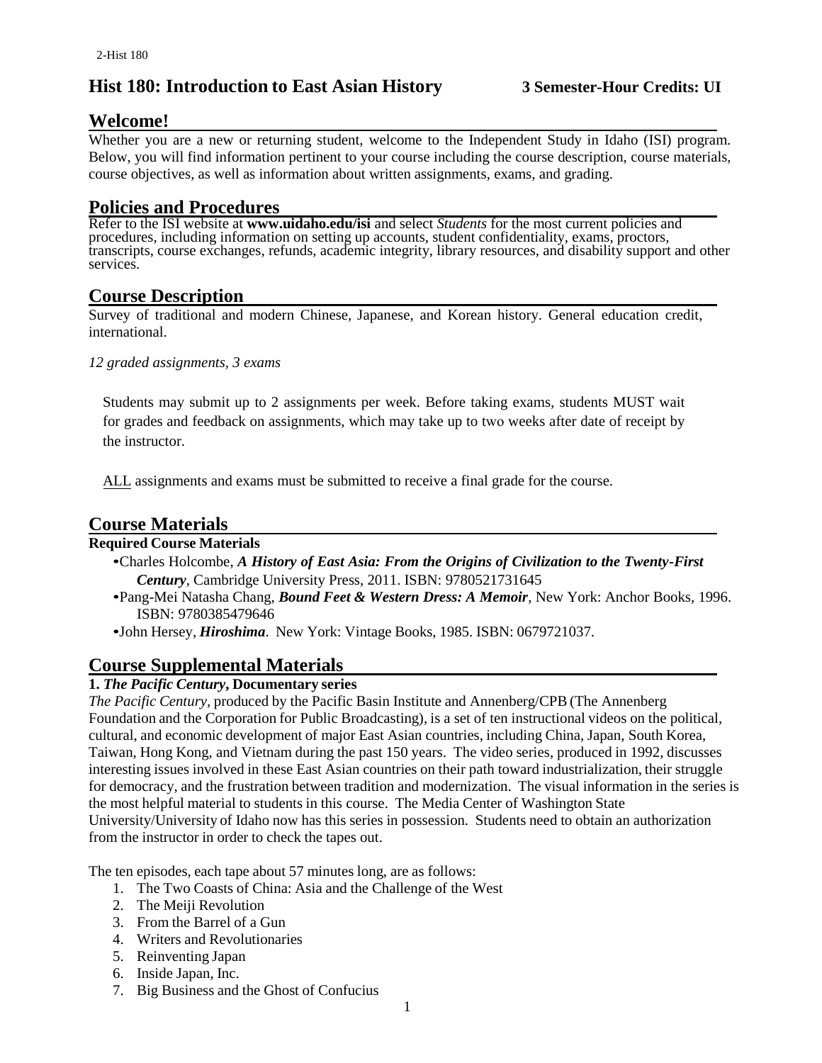# Hist 180: Introduction to East Asian History 3 Semester-Hour Credits: UI

## Welcome!

Whether you are a new or returning student, welcome to the Independent Study in Idaho (ISI) program. Below, you will find information pertinent to your course including the course description, course materials, course objectives, as well as information about written assignments, exams, and grading.

## Policies and Procedures

Refer to the ISI website at **www.uidaho.edu/isi** and select *Students* for the most current policies and procedures, including information on setting up accounts, student confidentiality, exams, proctors, transcripts, course exchanges, refunds, academic integrity, library resources, and disability support and other services.

## Course Description

Survey of traditional and modern Chinese, Japanese, and Korean history. General education credit, international.

*12 graded assignments, 3 exams*

Students may submit up to 2 assignments per week. Before taking exams, students MUST wait for grades and feedback on assignments, which may take up to two weeks after date of receipt by the instructor.

ALL assignments and exams must be submitted to receive a final grade for the course.

## Course Materials

**Required Course Materials**

- Charles Holcombe, ***A History of East Asia: From the Origins of Civilization to the Twenty-First Century***, Cambridge University Press, 2011. ISBN: 9780521731645
- Pang-Mei Natasha Chang, ***Bound Feet & Western Dress: A Memoir***, New York: Anchor Books, 1996. ISBN: 9780385479646
- John Hersey, ***Hiroshima***. New York: Vintage Books, 1985. ISBN: 0679721037.

## Course Supplemental Materials

**1. *The Pacific Century*, Documentary series**

*The Pacific Century*, produced by the Pacific Basin Institute and Annenberg/CPB (The Annenberg Foundation and the Corporation for Public Broadcasting), is a set of ten instructional videos on the political, cultural, and economic development of major East Asian countries, including China, Japan, South Korea, Taiwan, Hong Kong, and Vietnam during the past 150 years. The video series, produced in 1992, discusses interesting issues involved in these East Asian countries on their path toward industrialization, their struggle for democracy, and the frustration between tradition and modernization. The visual information in the series is the most helpful material to students in this course. The Media Center of Washington State University/University of Idaho now has this series in possession. Students need to obtain an authorization from the instructor in order to check the tapes out.

The ten episodes, each tape about 57 minutes long, are as follows:

1. The Two Coasts of China: Asia and the Challenge of the West
2. The Meiji Revolution
3. From the Barrel of a Gun
4. Writers and Revolutionaries
5. Reinventing Japan
6. Inside Japan, Inc.
7. Big Business and the Ghost of Confucius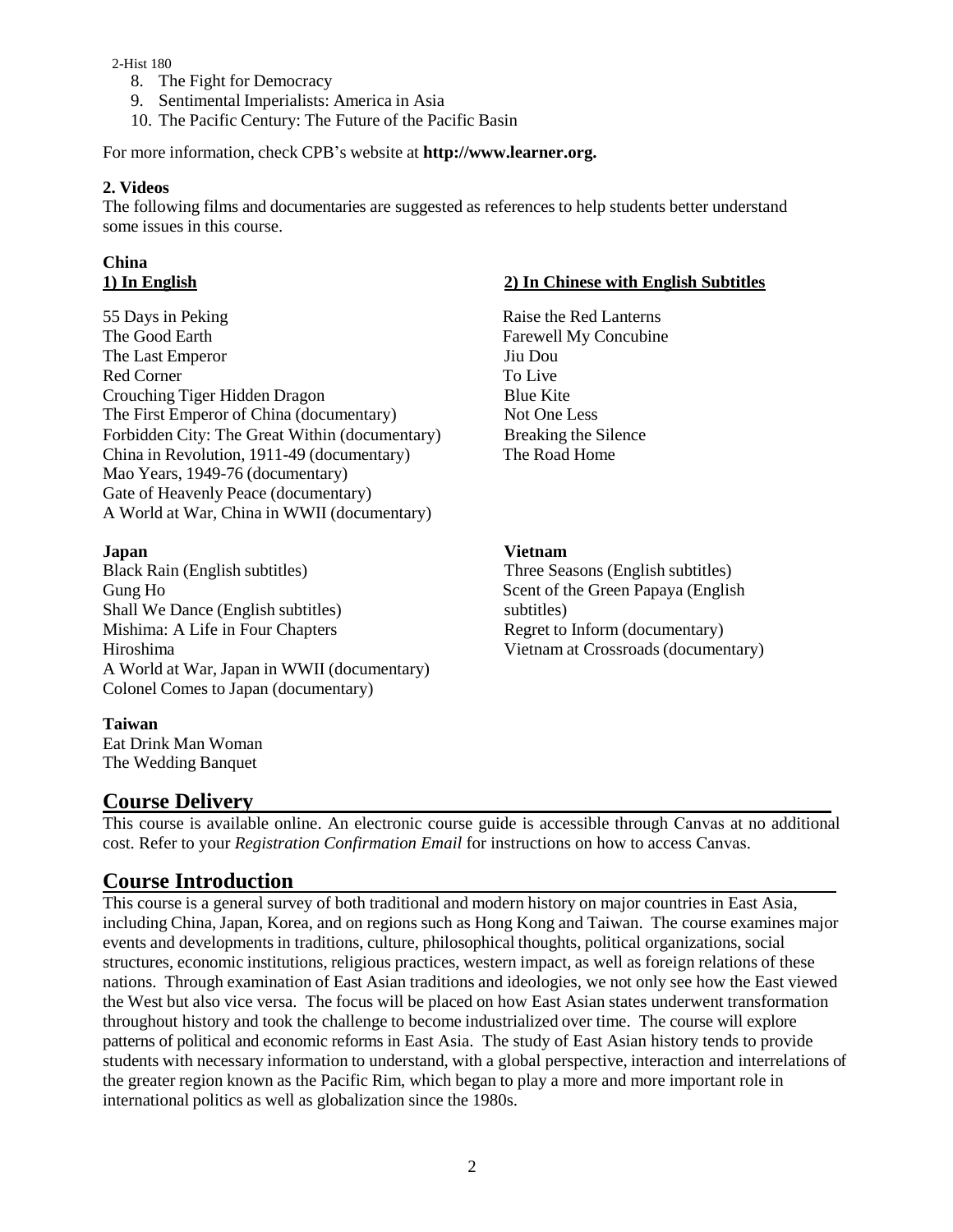8. The Fight for Democracy
9. Sentimental Imperialists: America in Asia
10. The Pacific Century: The Future of the Pacific Basin

For more information, check CPB's website at **http://www.learner.org.**

### 2. Videos

The following films and documentaries are suggested as references to help students better understand some issues in this course.

**China**

**1) In English**

55 Days in Peking
The Good Earth
The Last Emperor
Red Corner
Crouching Tiger Hidden Dragon
The First Emperor of China (documentary)
Forbidden City: The Great Within (documentary)
China in Revolution, 1911-49 (documentary)
Mao Years, 1949-76 (documentary)
Gate of Heavenly Peace (documentary)
A World at War, China in WWII (documentary)

**2) In Chinese with English Subtitles**

Raise the Red Lanterns
Farewell My Concubine
Jiu Dou
To Live
Blue Kite
Not One Less
Breaking the Silence
The Road Home

**Japan**

Black Rain (English subtitles)
Gung Ho
Shall We Dance (English subtitles)
Mishima: A Life in Four Chapters
Hiroshima
A World at War, Japan in WWII (documentary)
Colonel Comes to Japan (documentary)

**Vietnam**

Three Seasons (English subtitles)
Scent of the Green Papaya (English subtitles)
Regret to Inform (documentary)
Vietnam at Crossroads (documentary)

**Taiwan**

Eat Drink Man Woman
The Wedding Banquet

## Course Delivery

This course is available online. An electronic course guide is accessible through Canvas at no additional cost. Refer to your *Registration Confirmation Email* for instructions on how to access Canvas.

## Course Introduction

This course is a general survey of both traditional and modern history on major countries in East Asia, including China, Japan, Korea, and on regions such as Hong Kong and Taiwan. The course examines major events and developments in traditions, culture, philosophical thoughts, political organizations, social structures, economic institutions, religious practices, western impact, as well as foreign relations of these nations. Through examination of East Asian traditions and ideologies, we not only see how the East viewed the West but also vice versa. The focus will be placed on how East Asian states underwent transformation throughout history and took the challenge to become industrialized over time. The course will explore patterns of political and economic reforms in East Asia. The study of East Asian history tends to provide students with necessary information to understand, with a global perspective, interaction and interrelations of the greater region known as the Pacific Rim, which began to play a more and more important role in international politics as well as globalization since the 1980s.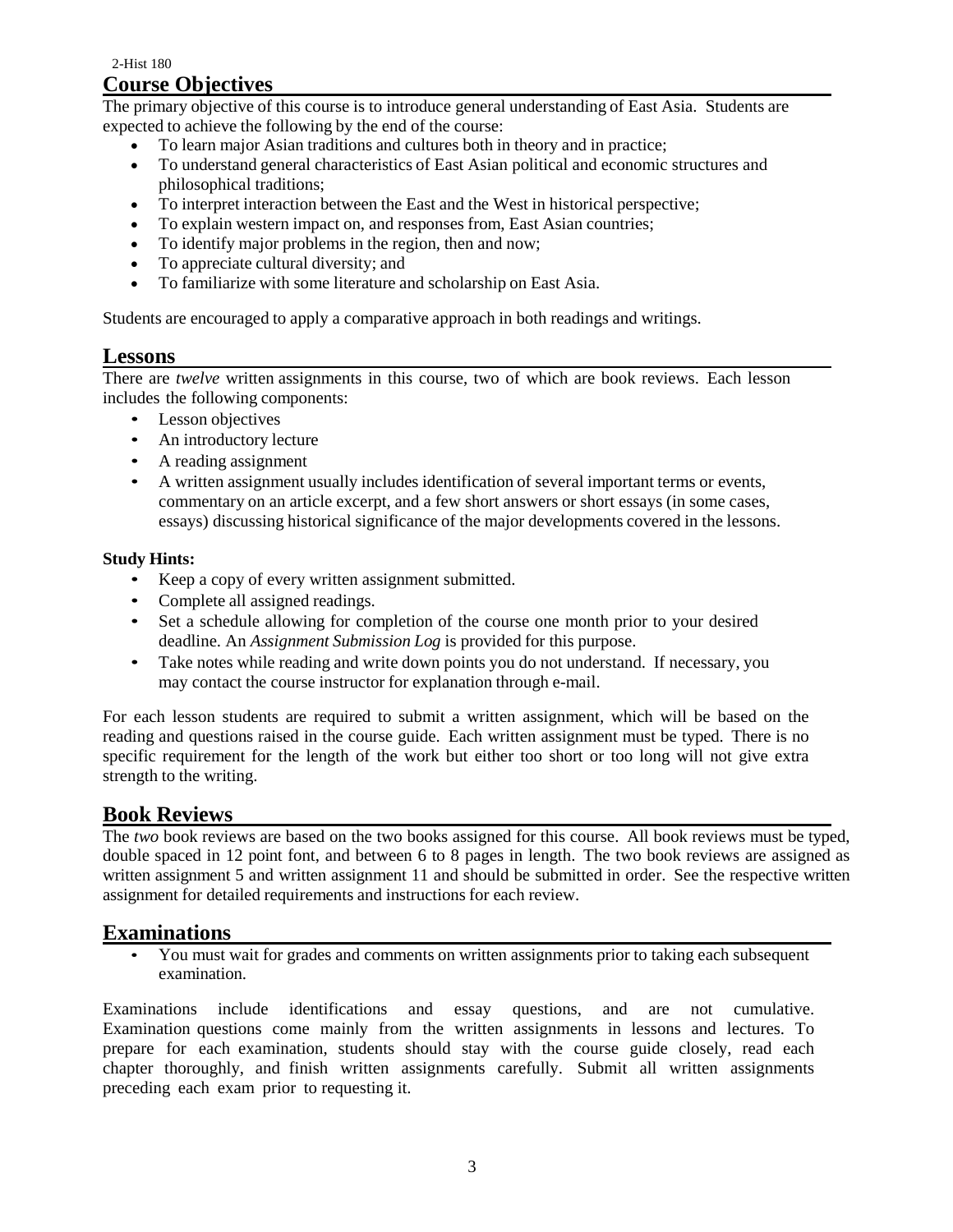## Course Objectives

The primary objective of this course is to introduce general understanding of East Asia. Students are expected to achieve the following by the end of the course:

- To learn major Asian traditions and cultures both in theory and in practice;
- To understand general characteristics of East Asian political and economic structures and philosophical traditions;
- To interpret interaction between the East and the West in historical perspective;
- To explain western impact on, and responses from, East Asian countries;
- To identify major problems in the region, then and now;
- To appreciate cultural diversity; and
- To familiarize with some literature and scholarship on East Asia.

Students are encouraged to apply a comparative approach in both readings and writings.

## Lessons

There are *twelve* written assignments in this course, two of which are book reviews. Each lesson includes the following components:

- Lesson objectives
- An introductory lecture
- A reading assignment
- A written assignment usually includes identification of several important terms or events, commentary on an article excerpt, and a few short answers or short essays (in some cases, essays) discussing historical significance of the major developments covered in the lessons.

**Study Hints:**

- Keep a copy of every written assignment submitted.
- Complete all assigned readings.
- Set a schedule allowing for completion of the course one month prior to your desired deadline. An *Assignment Submission Log* is provided for this purpose.
- Take notes while reading and write down points you do not understand. If necessary, you may contact the course instructor for explanation through e-mail.

For each lesson students are required to submit a written assignment, which will be based on the reading and questions raised in the course guide. Each written assignment must be typed. There is no specific requirement for the length of the work but either too short or too long will not give extra strength to the writing.

## Book Reviews

The *two* book reviews are based on the two books assigned for this course. All book reviews must be typed, double spaced in 12 point font, and between 6 to 8 pages in length. The two book reviews are assigned as written assignment 5 and written assignment 11 and should be submitted in order. See the respective written assignment for detailed requirements and instructions for each review.

## Examinations

- You must wait for grades and comments on written assignments prior to taking each subsequent examination.

Examinations include identifications and essay questions, and are not cumulative. Examination questions come mainly from the written assignments in lessons and lectures. To prepare for each examination, students should stay with the course guide closely, read each chapter thoroughly, and finish written assignments carefully. Submit all written assignments preceding each exam prior to requesting it.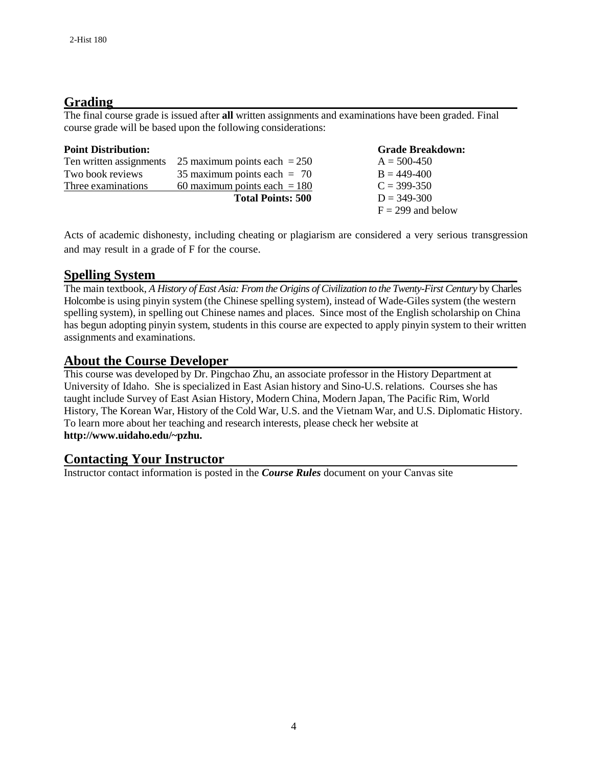## Grading

The final course grade is issued after **all** written assignments and examinations have been graded. Final course grade will be based upon the following considerations:

**Point Distribution:**

| | |
|---|---|
| Ten written assignments | 25 maximum points each = 250 |
| Two book reviews | 35 maximum points each = 70 |
| Three examinations | 60 maximum points each = 180 |
| | **Total Points: 500** |

**Grade Breakdown:**

A = 500-450
B = 449-400
C = 399-350
D = 349-300
F = 299 and below

Acts of academic dishonesty, including cheating or plagiarism are considered a very serious transgression and may result in a grade of F for the course.

## Spelling System

The main textbook, *A History of East Asia: From the Origins of Civilization to the Twenty-First Century* by Charles Holcombe is using pinyin system (the Chinese spelling system), instead of Wade-Giles system (the western spelling system), in spelling out Chinese names and places. Since most of the English scholarship on China has begun adopting pinyin system, students in this course are expected to apply pinyin system to their written assignments and examinations.

## About the Course Developer

This course was developed by Dr. Pingchao Zhu, an associate professor in the History Department at University of Idaho. She is specialized in East Asian history and Sino-U.S. relations. Courses she has taught include Survey of East Asian History, Modern China, Modern Japan, The Pacific Rim, World History, The Korean War, History of the Cold War, U.S. and the Vietnam War, and U.S. Diplomatic History. To learn more about her teaching and research interests, please check her website at **http://www.uidaho.edu/~pzhu.**

## Contacting Your Instructor

Instructor contact information is posted in the ***Course Rules*** document on your Canvas site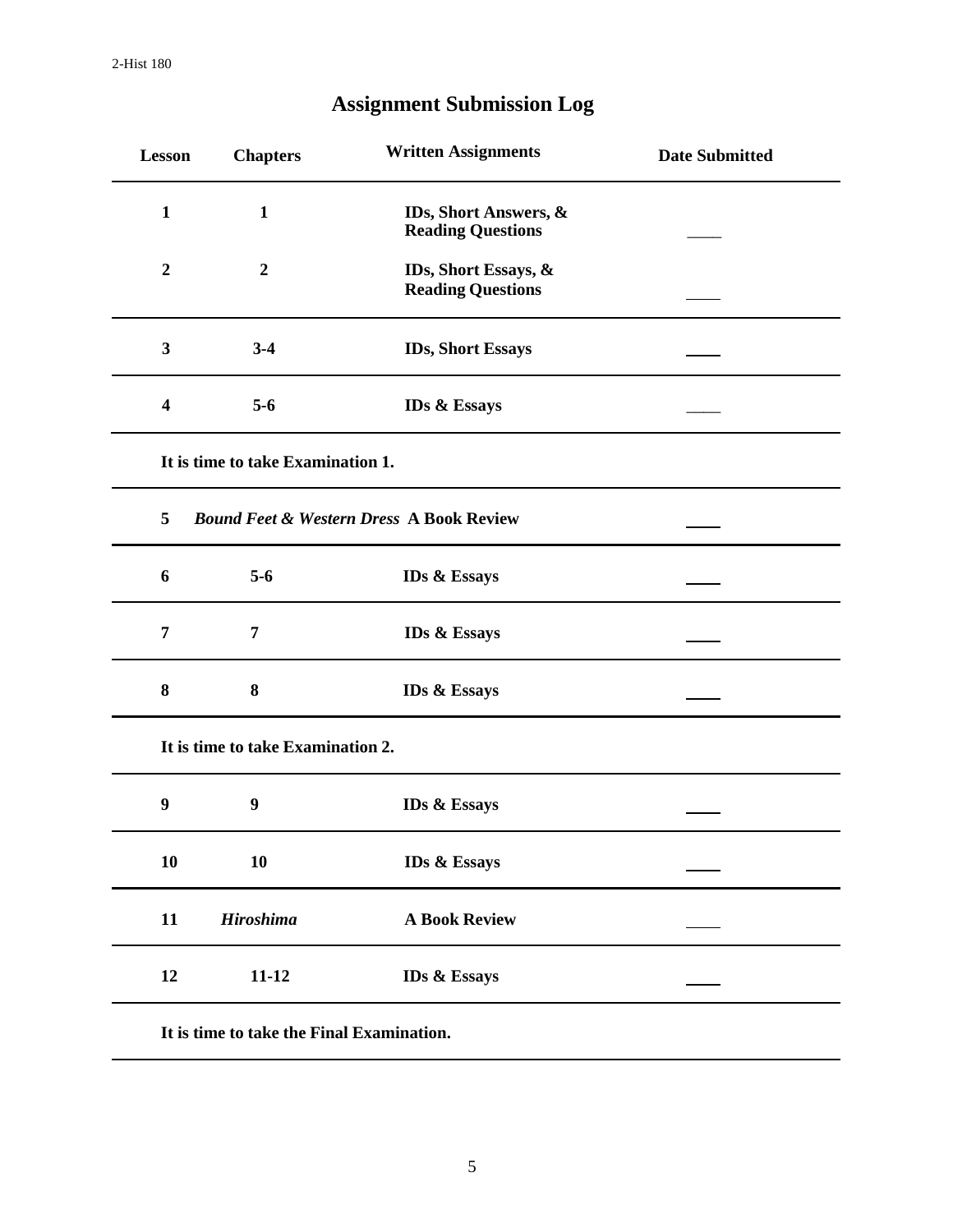# Assignment Submission Log

| Lesson | Chapters | Written Assignments | Date Submitted |
|---|---|---|---|
| 1 | 1 | IDs, Short Answers, & Reading Questions | ____ |
| 2 | 2 | IDs, Short Essays, & Reading Questions | ____ |
| 3 | 3-4 | IDs, Short Essays | ____ |
| 4 | 5-6 | IDs & Essays | ____ |
| | It is time to take Examination 1. | | |
| 5 | *Bound Feet & Western Dress* | A Book Review | ____ |
| 6 | 5-6 | IDs & Essays | ____ |
| 7 | 7 | IDs & Essays | ____ |
| 8 | 8 | IDs & Essays | ____ |
| | It is time to take Examination 2. | | |
| 9 | 9 | IDs & Essays | ____ |
| 10 | 10 | IDs & Essays | ____ |
| 11 | *Hiroshima* | A Book Review | ____ |
| 12 | 11-12 | IDs & Essays | ____ |
| | It is time to take the Final Examination. | | |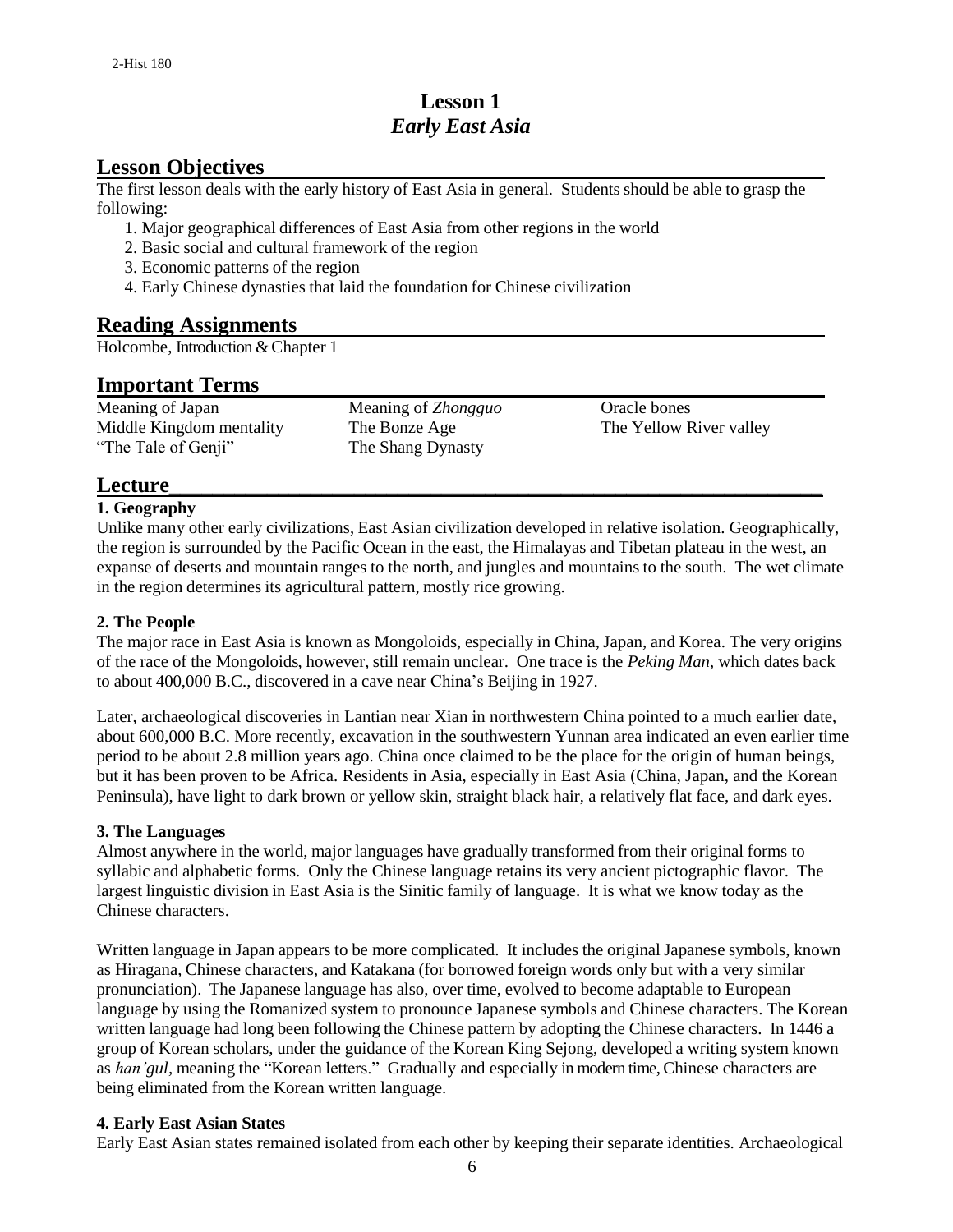# Lesson 1
## *Early East Asia*

## Lesson Objectives

The first lesson deals with the early history of East Asia in general. Students should be able to grasp the following:

1. Major geographical differences of East Asia from other regions in the world
2. Basic social and cultural framework of the region
3. Economic patterns of the region
4. Early Chinese dynasties that laid the foundation for Chinese civilization

## Reading Assignments

Holcombe, Introduction & Chapter 1

## Important Terms

| | | |
|---|---|---|
| Meaning of Japan | Meaning of *Zhongguo* | Oracle bones |
| Middle Kingdom mentality | The Bonze Age | The Yellow River valley |
| "The Tale of Genji" | The Shang Dynasty | |

## Lecture

### 1. Geography

Unlike many other early civilizations, East Asian civilization developed in relative isolation. Geographically, the region is surrounded by the Pacific Ocean in the east, the Himalayas and Tibetan plateau in the west, an expanse of deserts and mountain ranges to the north, and jungles and mountains to the south. The wet climate in the region determines its agricultural pattern, mostly rice growing.

### 2. The People

The major race in East Asia is known as Mongoloids, especially in China, Japan, and Korea. The very origins of the race of the Mongoloids, however, still remain unclear. One trace is the *Peking Man*, which dates back to about 400,000 B.C., discovered in a cave near China's Beijing in 1927.

Later, archaeological discoveries in Lantian near Xian in northwestern China pointed to a much earlier date, about 600,000 B.C. More recently, excavation in the southwestern Yunnan area indicated an even earlier time period to be about 2.8 million years ago. China once claimed to be the place for the origin of human beings, but it has been proven to be Africa. Residents in Asia, especially in East Asia (China, Japan, and the Korean Peninsula), have light to dark brown or yellow skin, straight black hair, a relatively flat face, and dark eyes.

### 3. The Languages

Almost anywhere in the world, major languages have gradually transformed from their original forms to syllabic and alphabetic forms. Only the Chinese language retains its very ancient pictographic flavor. The largest linguistic division in East Asia is the Sinitic family of language. It is what we know today as the Chinese characters.

Written language in Japan appears to be more complicated. It includes the original Japanese symbols, known as Hiragana, Chinese characters, and Katakana (for borrowed foreign words only but with a very similar pronunciation). The Japanese language has also, over time, evolved to become adaptable to European language by using the Romanized system to pronounce Japanese symbols and Chinese characters. The Korean written language had long been following the Chinese pattern by adopting the Chinese characters. In 1446 a group of Korean scholars, under the guidance of the Korean King Sejong, developed a writing system known as *han'gul*, meaning the "Korean letters." Gradually and especially in modern time, Chinese characters are being eliminated from the Korean written language.

### 4. Early East Asian States

Early East Asian states remained isolated from each other by keeping their separate identities. Archaeological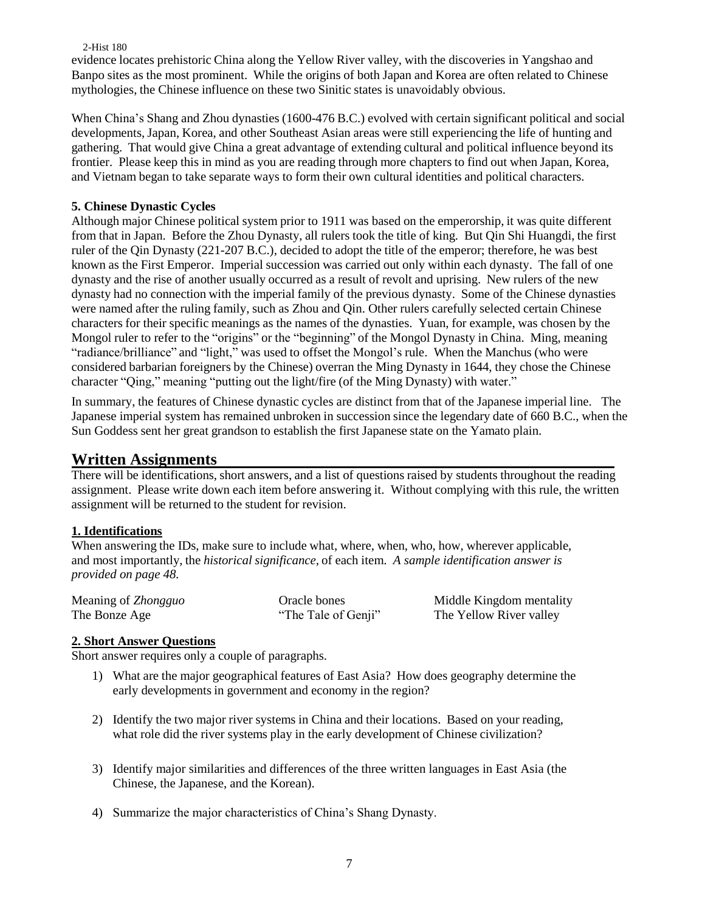evidence locates prehistoric China along the Yellow River valley, with the discoveries in Yangshao and Banpo sites as the most prominent. While the origins of both Japan and Korea are often related to Chinese mythologies, the Chinese influence on these two Sinitic states is unavoidably obvious.

When China's Shang and Zhou dynasties (1600-476 B.C.) evolved with certain significant political and social developments, Japan, Korea, and other Southeast Asian areas were still experiencing the life of hunting and gathering. That would give China a great advantage of extending cultural and political influence beyond its frontier. Please keep this in mind as you are reading through more chapters to find out when Japan, Korea, and Vietnam began to take separate ways to form their own cultural identities and political characters.

**5. Chinese Dynastic Cycles**

Although major Chinese political system prior to 1911 was based on the emperorship, it was quite different from that in Japan. Before the Zhou Dynasty, all rulers took the title of king. But Qin Shi Huangdi, the first ruler of the Qin Dynasty (221-207 B.C.), decided to adopt the title of the emperor; therefore, he was best known as the First Emperor. Imperial succession was carried out only within each dynasty. The fall of one dynasty and the rise of another usually occurred as a result of revolt and uprising. New rulers of the new dynasty had no connection with the imperial family of the previous dynasty. Some of the Chinese dynasties were named after the ruling family, such as Zhou and Qin. Other rulers carefully selected certain Chinese characters for their specific meanings as the names of the dynasties. Yuan, for example, was chosen by the Mongol ruler to refer to the "origins" or the "beginning" of the Mongol Dynasty in China. Ming, meaning "radiance/brilliance" and "light," was used to offset the Mongol's rule. When the Manchus (who were considered barbarian foreigners by the Chinese) overran the Ming Dynasty in 1644, they chose the Chinese character "Qing," meaning "putting out the light/fire (of the Ming Dynasty) with water."

In summary, the features of Chinese dynastic cycles are distinct from that of the Japanese imperial line. The Japanese imperial system has remained unbroken in succession since the legendary date of 660 B.C., when the Sun Goddess sent her great grandson to establish the first Japanese state on the Yamato plain.

## Written Assignments

There will be identifications, short answers, and a list of questions raised by students throughout the reading assignment. Please write down each item before answering it. Without complying with this rule, the written assignment will be returned to the student for revision.

### 1. Identifications

When answering the IDs, make sure to include what, where, when, who, how, wherever applicable, and most importantly, the *historical significance*, of each item. *A sample identification answer is provided on page 48.*

| | | |
|---|---|---|
| Meaning of *Zhongguo* | Oracle bones | Middle Kingdom mentality |
| The Bonze Age | "The Tale of Genji" | The Yellow River valley |

### 2. Short Answer Questions

Short answer requires only a couple of paragraphs.

1) What are the major geographical features of East Asia? How does geography determine the early developments in government and economy in the region?

2) Identify the two major river systems in China and their locations. Based on your reading, what role did the river systems play in the early development of Chinese civilization?

3) Identify major similarities and differences of the three written languages in East Asia (the Chinese, the Japanese, and the Korean).

4) Summarize the major characteristics of China's Shang Dynasty.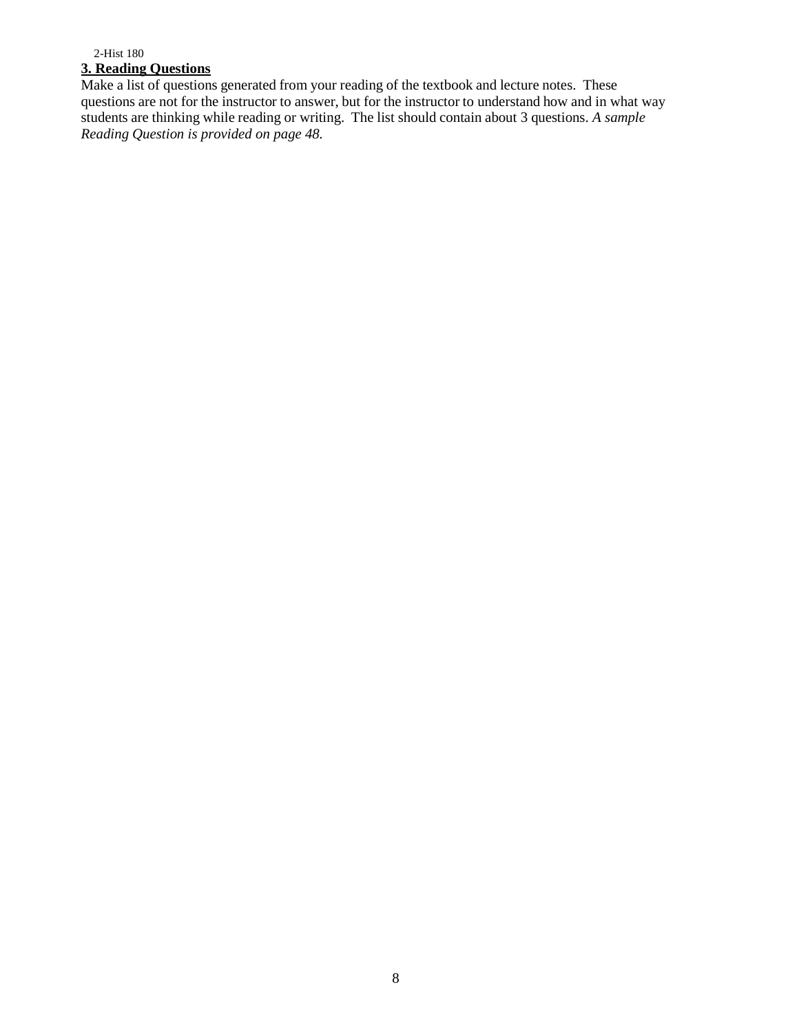2-Hist 180

**3. Reading Questions**

Make a list of questions generated from your reading of the textbook and lecture notes. These questions are not for the instructor to answer, but for the instructor to understand how and in what way students are thinking while reading or writing. The list should contain about 3 questions. *A sample Reading Question is provided on page 48.*